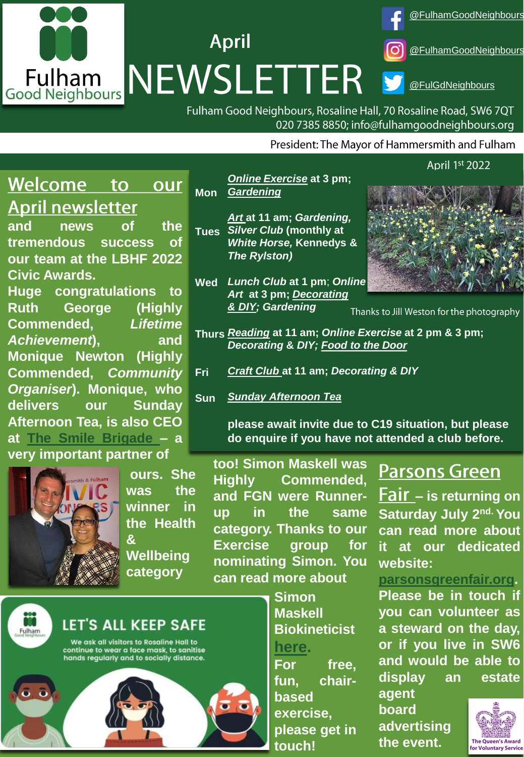Fulham Good Neighbours

# April NEWSLETTER

@FulhamGoodNeighbours

@FulhamGoodNeighbours

@FulGdNeighbours

Fulham Good Neighbours, Rosaline Hall, 70 Rosaline Road, SW6 7QT
020 7385 8850; info@fulhamgoodneighbours.org

President: The Mayor of Hammersmith and Fulham

April 1st 2022

## Welcome to our April newsletter

**and news of the tremendous success of our team at the LBHF 2022 Civic Awards.**

**Huge congratulations to Ruth George (Highly Commended, *Lifetime Achievement*), and Monique Newton (Highly Commended, *Community Organiser*). Monique, who delivers our Sunday Afternoon Tea, is also CEO at The Smile Brigade – a very important partner of ours. She was the winner in the Health & Wellbeing category too! Simon Maskell was Highly Commended, and FGN were Runner-up in the same category. Thanks to our Exercise group for nominating Simon. You can read more about Simon Maskell Biokineticist here. For free, fun, chair-based exercise, please get in touch!**

| | |
|---|---|
| **Mon** | ***Online Exercise* at 3 pm; *Gardening*** |
| **Tues** | ***Art* at 11 am; *Gardening, Silver Club* (monthly at *White Horse,* Kennedys & *The Rylston*)** |
| **Wed** | ***Lunch Club* at 1 pm; *Online Art* at 3 pm; *Decorating & DIY; Gardening*** |
| **Thurs** | ***Reading* at 11 am; *Online Exercise* at 2 pm & 3 pm; *Decorating & DIY; Food to the Door*** |
| **Fri** | ***Craft Club* at 11 am; *Decorating & DIY*** |
| **Sun** | ***Sunday Afternoon Tea*** |

**please await invite due to C19 situation, but please do enquire if you have not attended a club before.**

Thanks to Jill Weston for the photography

## Parsons Green Fair

**– is returning on Saturday July 2nd. You can read more about it at our dedicated website: parsonsgreenfair.org. Please be in touch if you can volunteer as a steward on the day, or if you live in SW6 and would be able to display an estate agent board advertising the event.**

LET'S ALL KEEP SAFE

We ask all visitors to Rosaline Hall to continue to wear a face mask, to sanitise hands regularly and to socially distance.

The Queen's Award for Voluntary Service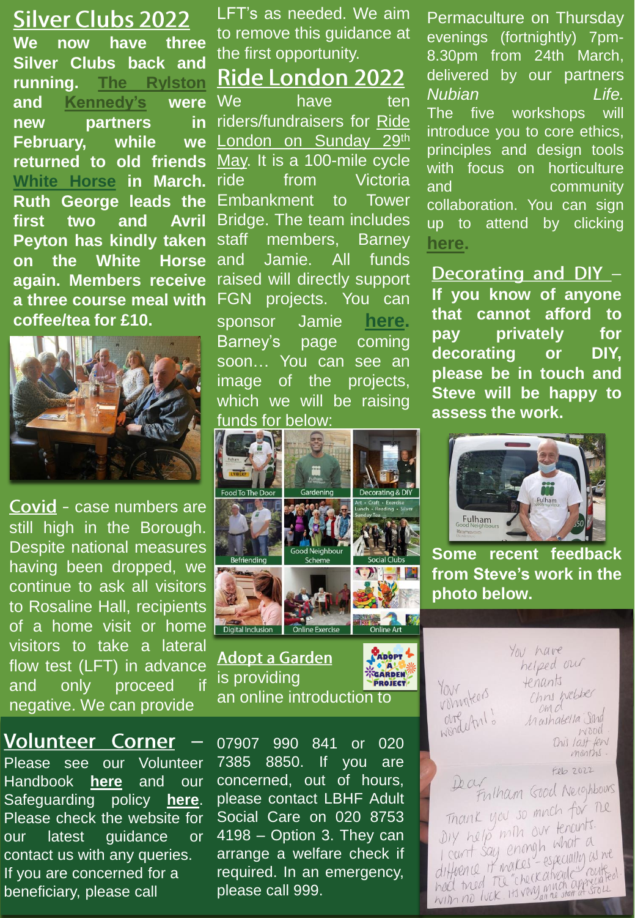## Silver Clubs 2022

**We now have three Silver Clubs back and running. The Rylston and Kennedy's were new partners in February, while we returned to old friends White Horse in March. Ruth George leads the first two and Avril Peyton has kindly taken on the White Horse again. Members receive a three course meal with coffee/tea for £10.**

## Covid

- case numbers are still high in the Borough. Despite national measures having been dropped, we continue to ask all visitors to Rosaline Hall, recipients of a home visit or home visitors to take a lateral flow test (LFT) in advance and only proceed if negative. We can provide LFT's as needed. We aim to remove this guidance at the first opportunity.

## Ride London 2022

We have ten riders/fundraisers for Ride London on Sunday 29th May. It is a 100-mile cycle ride from Victoria Embankment to Tower Bridge. The team includes staff members, Barney and Jamie. All funds raised will directly support FGN projects. You can sponsor Jamie **here**. Barney's page coming soon… You can see an image of the projects, which we will be raising funds for below:

Food To The Door | Gardening | Decorating & DIY | Befriending | Good Neighbour Scheme | Social Clubs | Digital Inclusion | Online Exercise | Online Art

## Adopt a Garden

is providing an online introduction to Permaculture on Thursday evenings (fortnightly) 7pm-8.30pm from 24th March, delivered by our partners *Nubian Life.* The five workshops will introduce you to core ethics, principles and design tools with focus on horticulture and community collaboration. You can sign up to attend by clicking **here**.

## Decorating and DIY

– **If you know of anyone that cannot afford to pay privately for decorating or DIY, please be in touch and Steve will be happy to assess the work.**

**Some recent feedback from Steve's work in the photo below.**

## Volunteer Corner

– Please see our Volunteer Handbook **here** and our Safeguarding policy **here**. Please check the website for our latest guidance or contact us with any queries. If you are concerned for a beneficiary, please call 07907 990 841 or 020 7385 8850. If you are concerned, out of hours, please contact LBHF Adult Social Care on 020 8753 4198 – Option 3. They can arrange a welfare check if required. In an emergency, please call 999.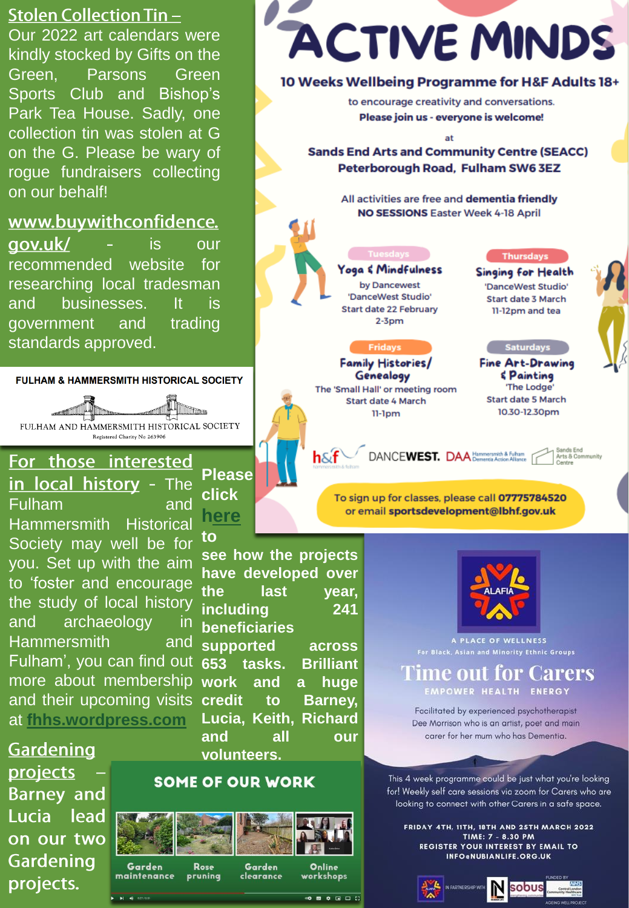## Stolen Collection Tin –

Our 2022 art calendars were kindly stocked by Gifts on the Green, Parsons Green Sports Club and Bishop's Park Tea House. Sadly, one collection tin was stolen at G on the G. Please be wary of rogue fundraisers collecting on our behalf!

**www.buywithconfidence.gov.uk/** – is our recommended website for researching local tradesman and businesses. It is government and trading standards approved.

FULHAM & HAMMERSMITH HISTORICAL SOCIETY

FULHAM AND HAMMERSMITH HISTORICAL SOCIETY
Registered Charity No 263906

## For those interested in local history

The Fulham and Hammersmith Historical Society may well be for you. Set up with the aim to 'foster and encourage the study of local history and archaeology in Hammersmith and Fulham', you can find out more about membership and their upcoming visits at **fhhs.wordpress.com**

## Gardening projects –

**Barney and Lucia lead on our two Gardening projects.**

**Please click here to see how the projects have developed over the last year, including 241 beneficiaries supported across 653 tasks. Brilliant work and a huge credit to Barney, Lucia, Keith, Richard and all our volunteers.**

### SOME OF OUR WORK

Garden maintenance | Rose pruning | Garden clearance | Online workshops

# ACTIVE MINDS

**10 Weeks Wellbeing Programme for H&F Adults 18+**

to encourage creativity and conversations.
**Please join us - everyone is welcome!**

at

**Sands End Arts and Community Centre (SEACC)**
**Peterborough Road, Fulham SW6 3EZ**

All activities are free and **dementia friendly**
**NO SESSIONS** Easter Week 4-18 April

**Tuesdays**
**Yoga & Mindfulness**
by Dancewest
'DanceWest Studio'
Start date 22 February
2-3pm

**Thursdays**
**Singing for Health**
'DanceWest Studio'
Start date 3 March
11-12pm and tea

**Fridays**
**Family Histories/ Genealogy**
The 'Small Hall' or meeting room
Start date 4 March
11-1pm

**Saturdays**
**Fine Art-Drawing & Painting**
'The Lodge'
Start date 5 March
10.30-12.30pm

h&f | DANCEWEST. | DAA Hammersmith & Fulham Dementia Action Alliance | Sands End Arts & Community Centre

To sign up for classes, please call **07775784520**
or email **sportsdevelopment@lbhf.gov.uk**

ALAFIA

A PLACE OF WELLNESS
For Black, Asian and Minority Ethnic Groups

# Time out for Carers

EMPOWER HEALTH ENERGY

Facilitated by experienced psychotherapist Dee Morrison who is an artist, poet and main carer for her mum who has Dementia.

This 4 week programme could be just what you're looking for! Weekly self care sessions via zoom for Carers who are looking to connect with other Carers in a safe space.

**FRIDAY 4TH, 11TH, 18TH AND 25TH MARCH 2022**
**TIME: 7 - 8.30 PM**
**REGISTER YOUR INTEREST BY EMAIL TO INFO@NUBIANLIFE.ORG.UK**

IN PARTNERSHIP WITH | sobus | FUNDED BY NHS Central London Community Healthcare | AGEING WELL PROJECT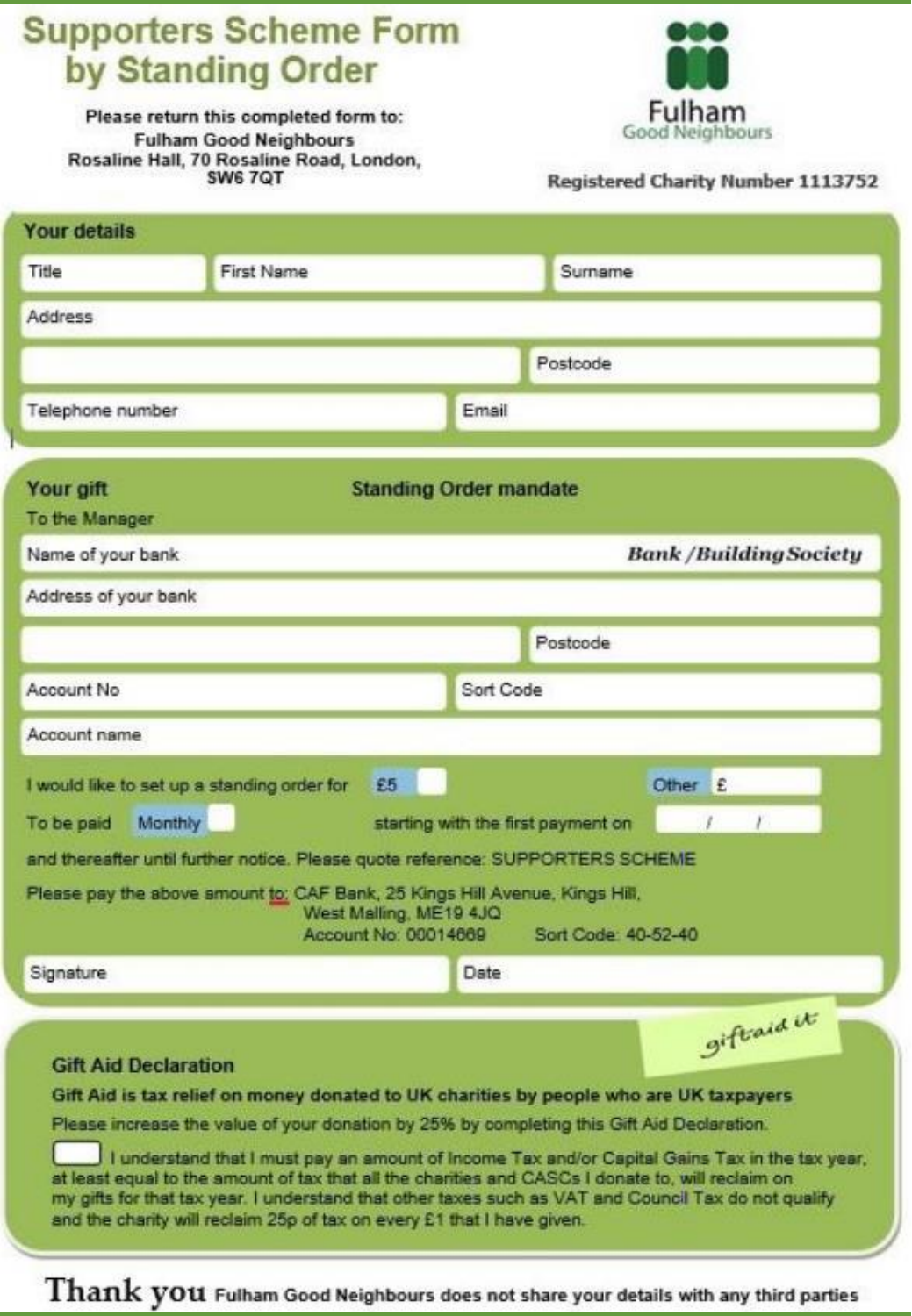# Supporters Scheme Form by Standing Order

Please return this completed form to:
Fulham Good Neighbours
Rosaline Hall, 70 Rosaline Road, London,
SW6 7QT

Fulham Good Neighbours

Registered Charity Number 1113752

## Your details

| | | |
|---|---|---|
| Title | First Name | Surname |
| Address | | |
| | Postcode | |
| Telephone number | Email | |

## Your gift

**Standing Order mandate**

To the Manager

| | |
|---|---|
| Name of your bank | ***Bank /Building Society*** |
| Address of your bank | |
| | Postcode |
| Account No | Sort Code |
| Account name | |

I would like to set up a standing order for £5 ☐ Other £

To be paid Monthly ☐ starting with the first payment on / /

and thereafter until further notice. Please quote reference: SUPPORTERS SCHEME

Please pay the above amount to: CAF Bank, 25 Kings Hill Avenue, Kings Hill, West Malling, ME19 4JQ
Account No: 00014669 Sort Code: 40-52-40

| | |
|---|---|
| Signature | Date |

## Gift Aid Declaration

giftaid it

**Gift Aid is tax relief on money donated to UK charities by people who are UK taxpayers**

Please increase the value of your donation by 25% by completing this Gift Aid Declaration.

☐ I understand that I must pay an amount of Income Tax and/or Capital Gains Tax in the tax year, at least equal to the amount of tax that all the charities and CASCs I donate to, will reclaim on my gifts for that tax year. I understand that other taxes such as VAT and Council Tax do not qualify and the charity will reclaim 25p of tax on every £1 that I have given.

**Thank you** Fulham Good Neighbours does not share your details with any third parties